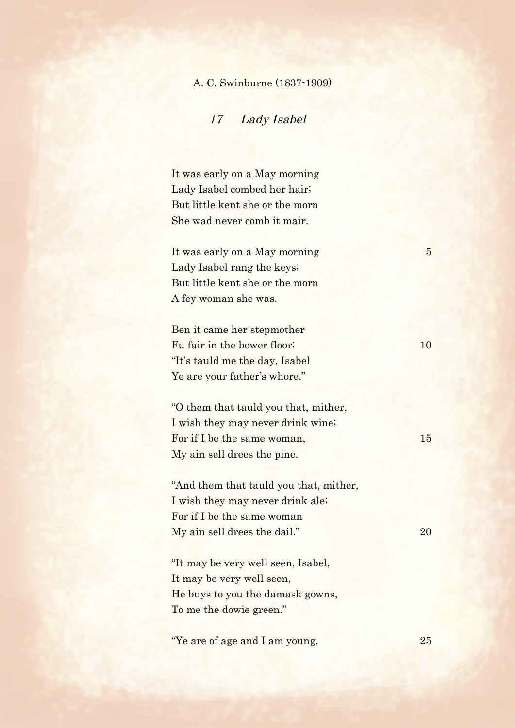A. C. Swinburne (1837-1909)

## *17 Lady Isabel*

It was early on a May morning  
Lady Isabel combed her hair;  
But little kent she or the morn  
She wad never comb it mair.

It was early on a May morning  
Lady Isabel rang the keys;  
But little kent she or the morn  
A fey woman she was.

Ben it came her stepmother  
Fu fair in the bower floor;  
"It's tauld me the day, Isabel  
Ye are your father's whore."

"O them that tauld you that, mither,  
I wish they may never drink wine;  
For if I be the same woman,  
My ain sell drees the pine.

"And them that tauld you that, mither,  
I wish they may never drink ale;  
For if I be the same woman  
My ain sell drees the dail."

"It may be very well seen, Isabel,  
It may be very well seen,  
He buys to you the damask gowns,  
To me the dowie green."

"Ye are of age and I am young,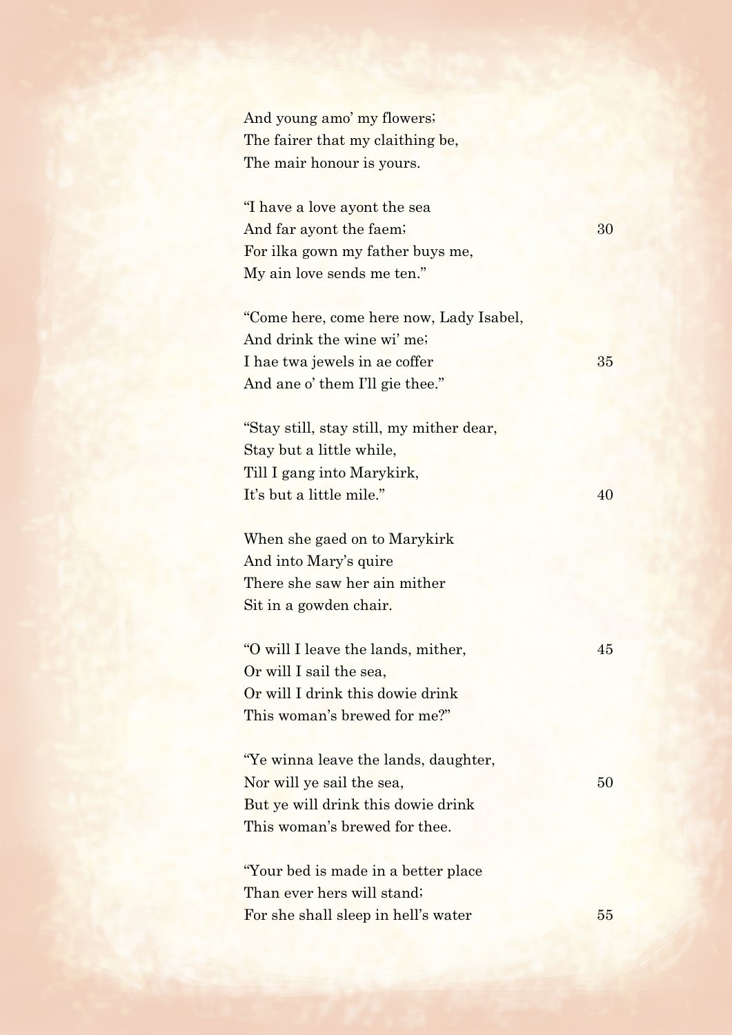And young amo' my flowers;
The fairer that my claithing be,
The mair honour is yours.

"I have a love ayont the sea
And far ayont the faem; 30
For ilka gown my father buys me,
My ain love sends me ten."

"Come here, come here now, Lady Isabel,
And drink the wine wi' me;
I hae twa jewels in ae coffer 35
And ane o' them I'll gie thee."

"Stay still, stay still, my mither dear,
Stay but a little while,
Till I gang into Marykirk,
It's but a little mile." 40

When she gaed on to Marykirk
And into Mary's quire
There she saw her ain mither
Sit in a gowden chair.

"O will I leave the lands, mither, 45
Or will I sail the sea,
Or will I drink this dowie drink
This woman's brewed for me?"

"Ye winna leave the lands, daughter,
Nor will ye sail the sea, 50
But ye will drink this dowie drink
This woman's brewed for thee.

"Your bed is made in a better place
Than ever hers will stand;
For she shall sleep in hell's water 55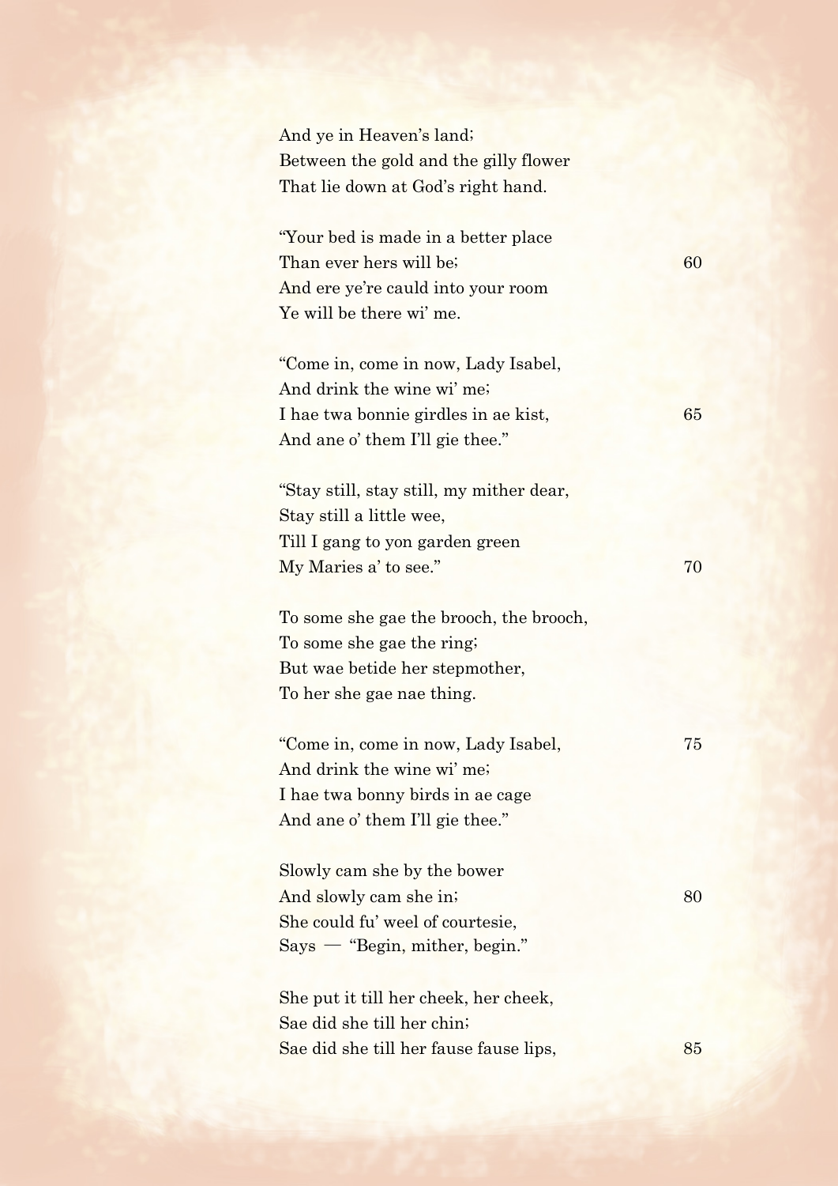And ye in Heaven's land;
Between the gold and the gilly flower
That lie down at God's right hand.

"Your bed is made in a better place
Than ever hers will be; 60
And ere ye're cauld into your room
Ye will be there wi' me.

"Come in, come in now, Lady Isabel,
And drink the wine wi' me;
I hae twa bonnie girdles in ae kist, 65
And ane o' them I'll gie thee."

"Stay still, stay still, my mither dear,
Stay still a little wee,
Till I gang to yon garden green
My Maries a' to see." 70

To some she gae the brooch, the brooch,
To some she gae the ring;
But wae betide her stepmother,
To her she gae nae thing.

"Come in, come in now, Lady Isabel, 75
And drink the wine wi' me;
I hae twa bonny birds in ae cage
And ane o' them I'll gie thee."

Slowly cam she by the bower
And slowly cam she in; 80
She could fu' weel of courtesie,
Says — "Begin, mither, begin."

She put it till her cheek, her cheek,
Sae did she till her chin;
Sae did she till her fause fause lips, 85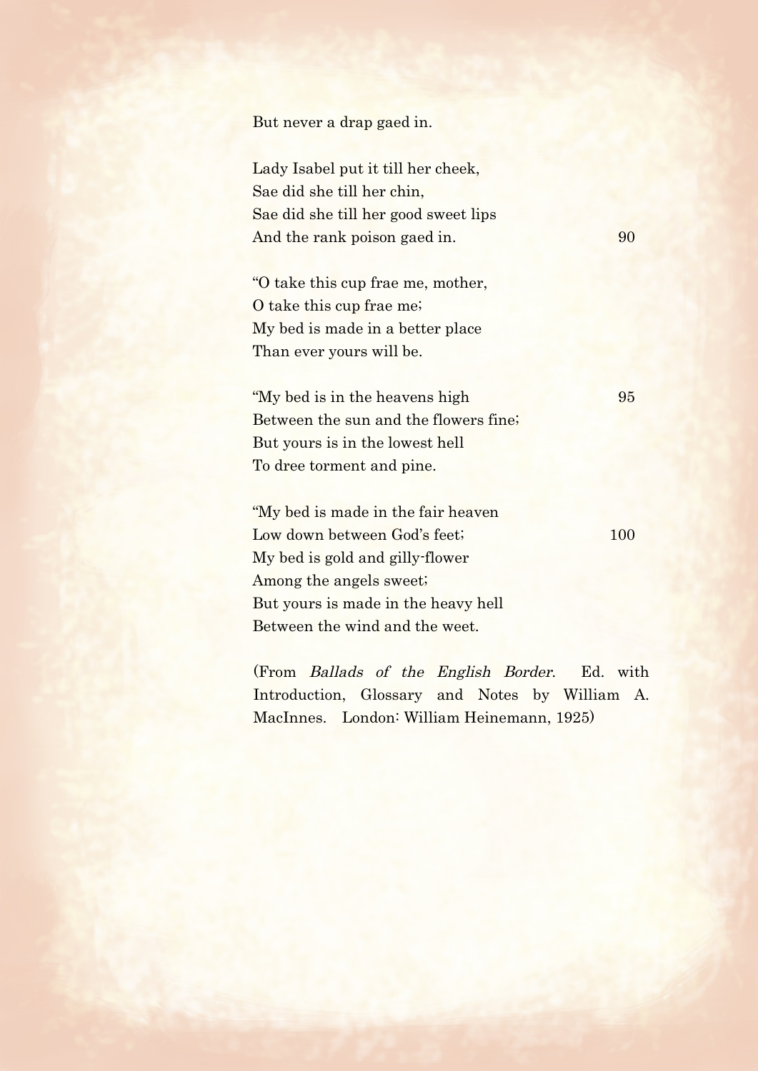But never a drap gaed in.

Lady Isabel put it till her cheek,  
Sae did she till her chin,  
Sae did she till her good sweet lips  
And the rank poison gaed in. 90

"O take this cup frae me, mother,  
O take this cup frae me;  
My bed is made in a better place  
Than ever yours will be.

"My bed is in the heavens high 95  
Between the sun and the flowers fine;  
But yours is in the lowest hell  
To dree torment and pine.

"My bed is made in the fair heaven  
Low down between God's feet; 100  
My bed is gold and gilly-flower  
Among the angels sweet;  
But yours is made in the heavy hell  
Between the wind and the weet.

(From *Ballads of the English Border*. Ed. with Introduction, Glossary and Notes by William A. MacInnes. London: William Heinemann, 1925)